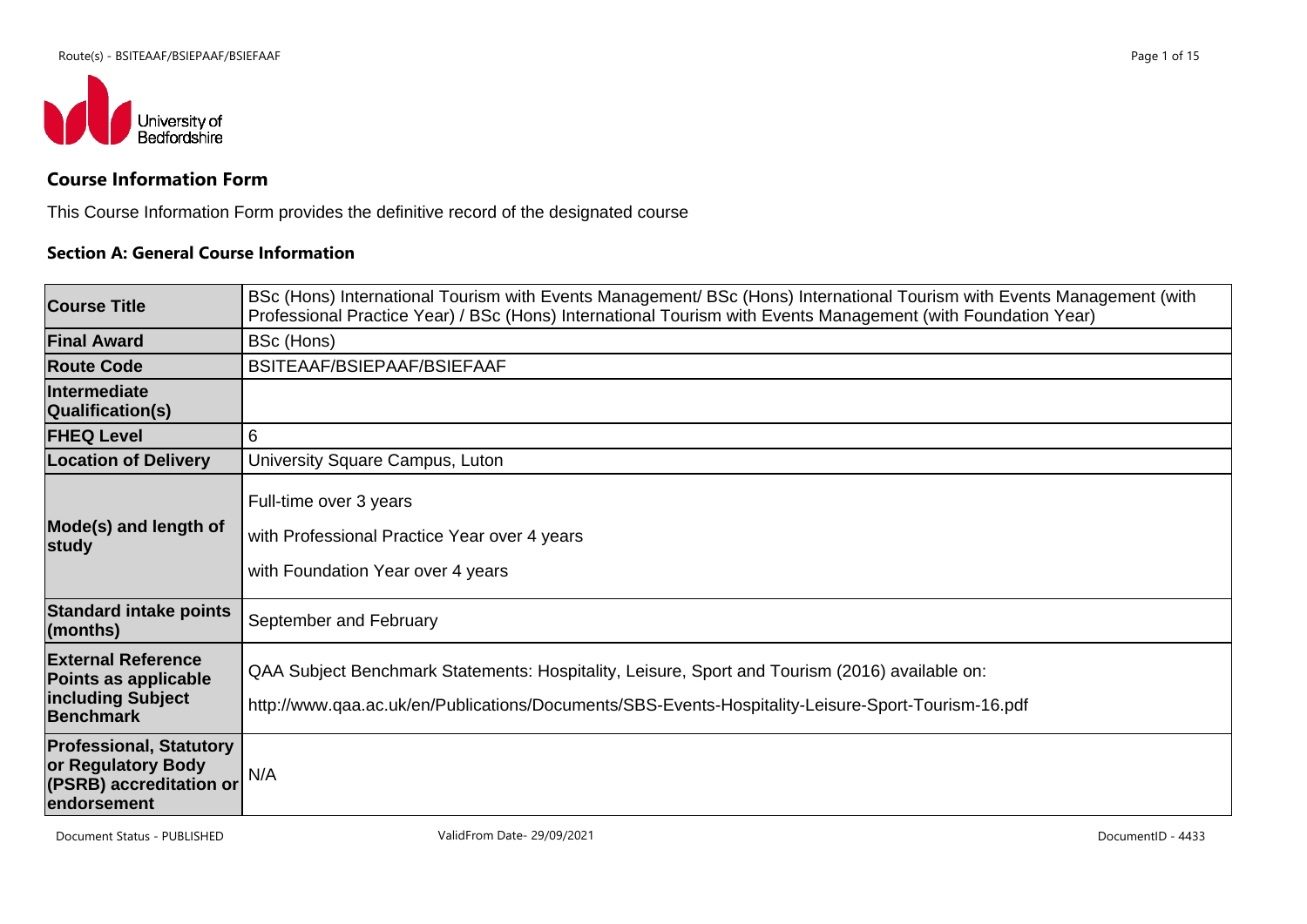## Course Information Form

This Course Information Form provides the definitive record of the designated course

### Section A: General Course Information

| | |
|---|---|
| **Course Title** | BSc (Hons) International Tourism with Events Management/ BSc (Hons) International Tourism with Events Management (with Professional Practice Year) / BSc (Hons) International Tourism with Events Management (with Foundation Year) |
| **Final Award** | BSc (Hons) |
| **Route Code** | BSITEAAF/BSIEPAAF/BSIEFAAF |
| **Intermediate Qualification(s)** | |
| **FHEQ Level** | 6 |
| **Location of Delivery** | University Square Campus, Luton |
| **Mode(s) and length of study** | Full-time over 3 years<br><br>with Professional Practice Year over 4 years<br><br>with Foundation Year over 4 years |
| **Standard intake points (months)** | September and February |
| **External Reference Points as applicable including Subject Benchmark** | QAA Subject Benchmark Statements: Hospitality, Leisure, Sport and Tourism (2016) available on:<br><br>http://www.qaa.ac.uk/en/Publications/Documents/SBS-Events-Hospitality-Leisure-Sport-Tourism-16.pdf |
| **Professional, Statutory or Regulatory Body (PSRB) accreditation or endorsement** | N/A |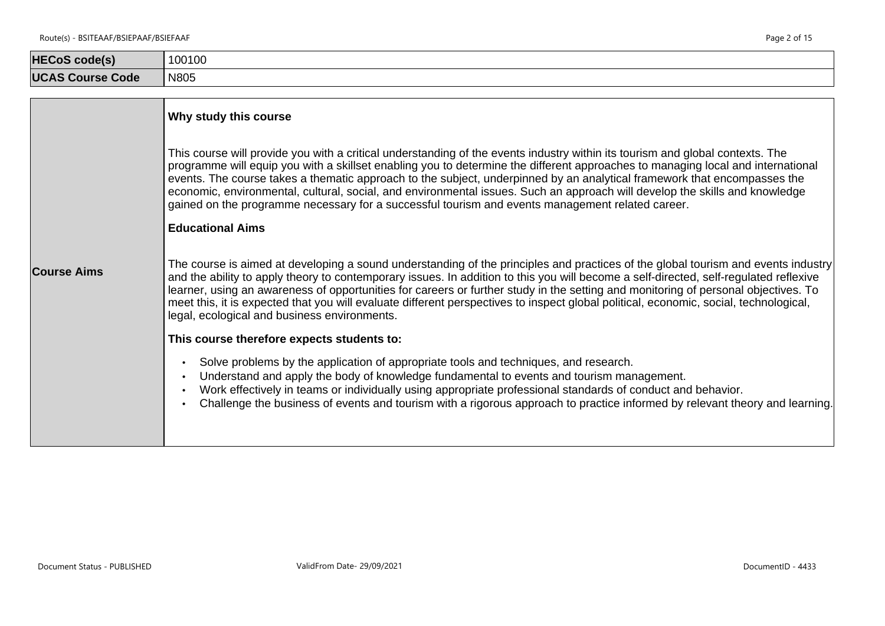| HECoS code(s) | 100100 |
|---|---|
| UCAS Course Code | N805 |

| | |
|---|---|
| **Course Aims** | **Why study this course**<br><br>This course will provide you with a critical understanding of the events industry within its tourism and global contexts. The programme will equip you with a skillset enabling you to determine the different approaches to managing local and international events. The course takes a thematic approach to the subject, underpinned by an analytical framework that encompasses the economic, environmental, cultural, social, and environmental issues. Such an approach will develop the skills and knowledge gained on the programme necessary for a successful tourism and events management related career.<br><br>**Educational Aims**<br><br>The course is aimed at developing a sound understanding of the principles and practices of the global tourism and events industry and the ability to apply theory to contemporary issues. In addition to this you will become a self-directed, self-regulated reflexive learner, using an awareness of opportunities for careers or further study in the setting and monitoring of personal objectives. To meet this, it is expected that you will evaluate different perspectives to inspect global political, economic, social, technological, legal, ecological and business environments.<br><br>**This course therefore expects students to:**<br><br>• Solve problems by the application of appropriate tools and techniques, and research.<br>• Understand and apply the body of knowledge fundamental to events and tourism management.<br>• Work effectively in teams or individually using appropriate professional standards of conduct and behavior.<br>• Challenge the business of events and tourism with a rigorous approach to practice informed by relevant theory and learning. |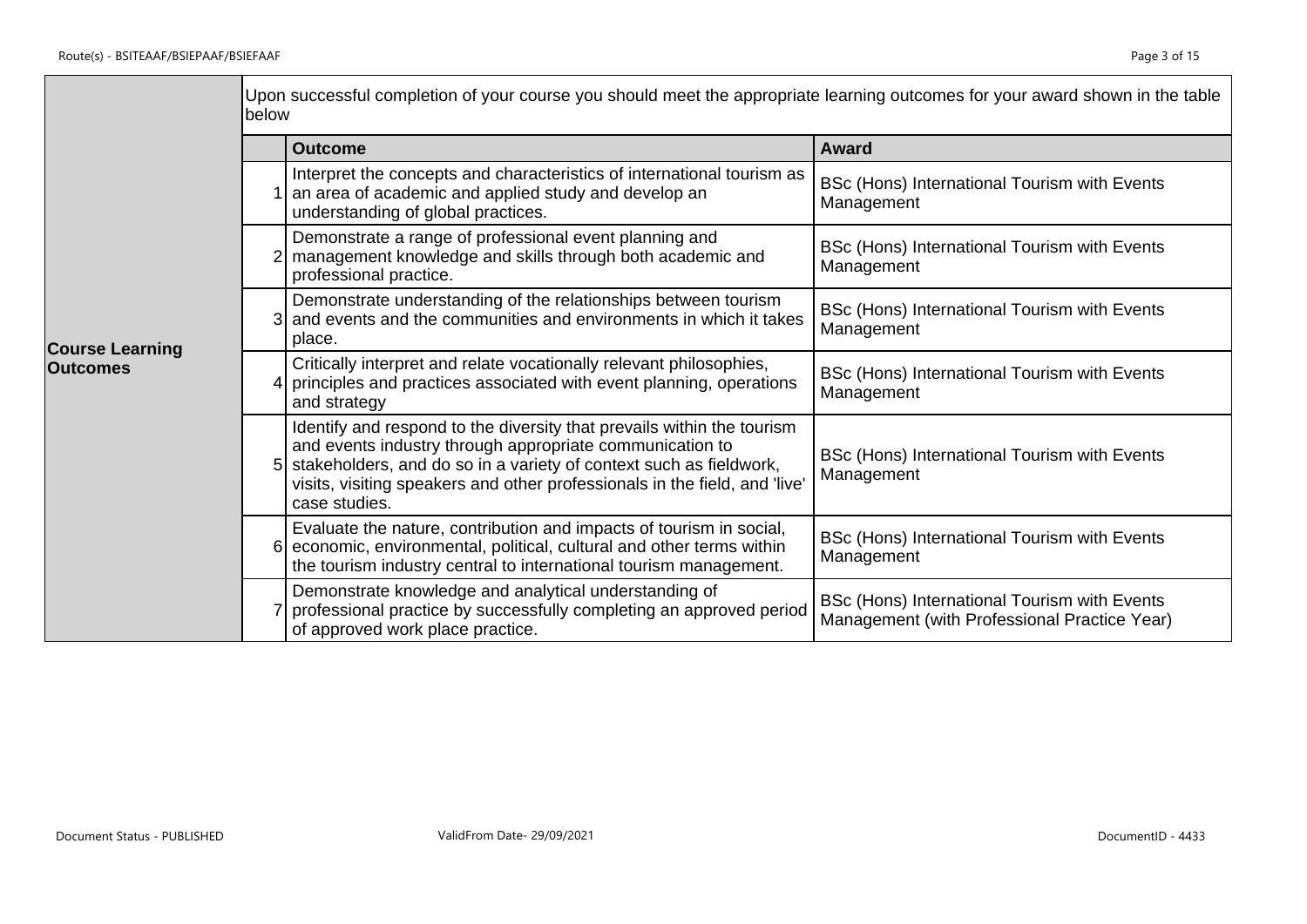**Course Learning Outcomes**

Upon successful completion of your course you should meet the appropriate learning outcomes for your award shown in the table below

| | Outcome | Award |
|---|---|---|
| 1 | Interpret the concepts and characteristics of international tourism as an area of academic and applied study and develop an understanding of global practices. | BSc (Hons) International Tourism with Events Management |
| 2 | Demonstrate a range of professional event planning and management knowledge and skills through both academic and professional practice. | BSc (Hons) International Tourism with Events Management |
| 3 | Demonstrate understanding of the relationships between tourism and events and the communities and environments in which it takes place. | BSc (Hons) International Tourism with Events Management |
| 4 | Critically interpret and relate vocationally relevant philosophies, principles and practices associated with event planning, operations and strategy | BSc (Hons) International Tourism with Events Management |
| 5 | Identify and respond to the diversity that prevails within the tourism and events industry through appropriate communication to stakeholders, and do so in a variety of context such as fieldwork, visits, visiting speakers and other professionals in the field, and 'live' case studies. | BSc (Hons) International Tourism with Events Management |
| 6 | Evaluate the nature, contribution and impacts of tourism in social, economic, environmental, political, cultural and other terms within the tourism industry central to international tourism management. | BSc (Hons) International Tourism with Events Management |
| 7 | Demonstrate knowledge and analytical understanding of professional practice by successfully completing an approved period of approved work place practice. | BSc (Hons) International Tourism with Events Management (with Professional Practice Year) |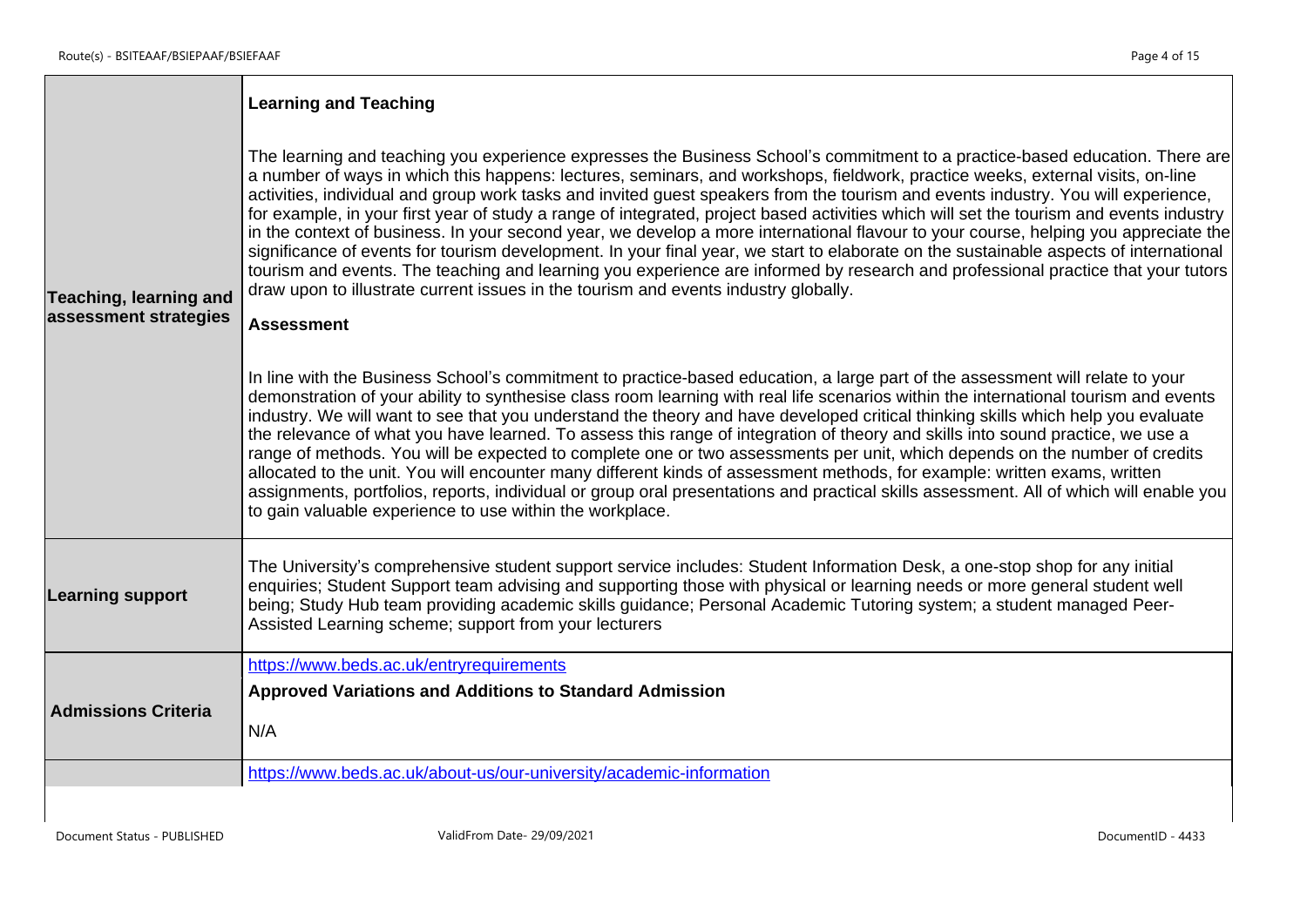| | |
|---|---|
| **Teaching, learning and assessment strategies** | **Learning and Teaching**<br><br>The learning and teaching you experience expresses the Business School's commitment to a practice-based education. There are a number of ways in which this happens: lectures, seminars, and workshops, fieldwork, practice weeks, external visits, on-line activities, individual and group work tasks and invited guest speakers from the tourism and events industry. You will experience, for example, in your first year of study a range of integrated, project based activities which will set the tourism and events industry in the context of business. In your second year, we develop a more international flavour to your course, helping you appreciate the significance of events for tourism development. In your final year, we start to elaborate on the sustainable aspects of international tourism and events. The teaching and learning you experience are informed by research and professional practice that your tutors draw upon to illustrate current issues in the tourism and events industry globally.<br><br>**Assessment**<br><br>In line with the Business School's commitment to practice-based education, a large part of the assessment will relate to your demonstration of your ability to synthesise class room learning with real life scenarios within the international tourism and events industry. We will want to see that you understand the theory and have developed critical thinking skills which help you evaluate the relevance of what you have learned. To assess this range of integration of theory and skills into sound practice, we use a range of methods. You will be expected to complete one or two assessments per unit, which depends on the number of credits allocated to the unit. You will encounter many different kinds of assessment methods, for example: written exams, written assignments, portfolios, reports, individual or group oral presentations and practical skills assessment. All of which will enable you to gain valuable experience to use within the workplace. |
| **Learning support** | The University's comprehensive student support service includes: Student Information Desk, a one-stop shop for any initial enquiries; Student Support team advising and supporting those with physical or learning needs or more general student well being; Study Hub team providing academic skills guidance; Personal Academic Tutoring system; a student managed Peer-Assisted Learning scheme; support from your lecturers |
| **Admissions Criteria** | https://www.beds.ac.uk/entryrequirements<br><br>**Approved Variations and Additions to Standard Admission**<br><br>N/A |
| | https://www.beds.ac.uk/about-us/our-university/academic-information |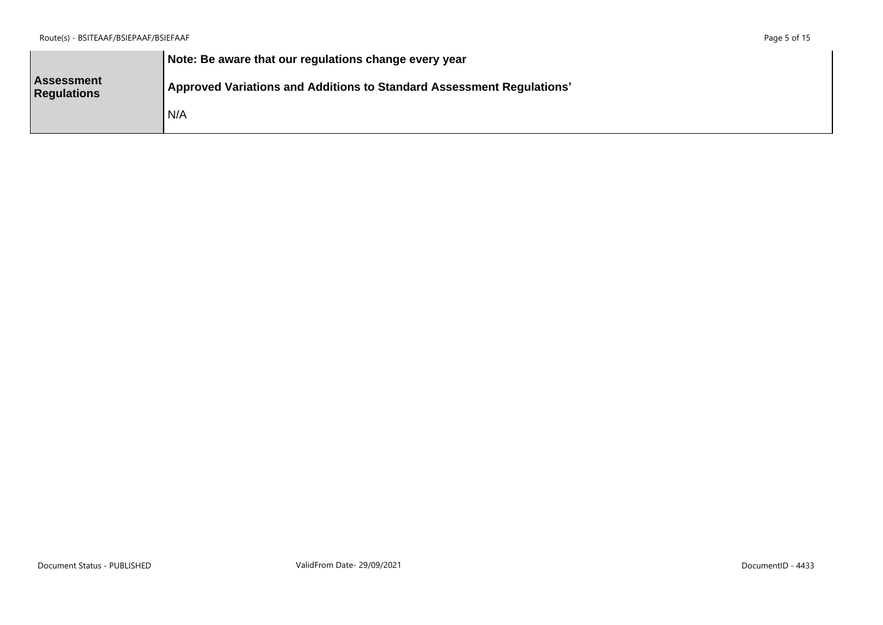| Assessment Regulations | **Note: Be aware that our regulations change every year**<br><br>**Approved Variations and Additions to Standard Assessment Regulations'**<br><br>N/A |
| --- | --- |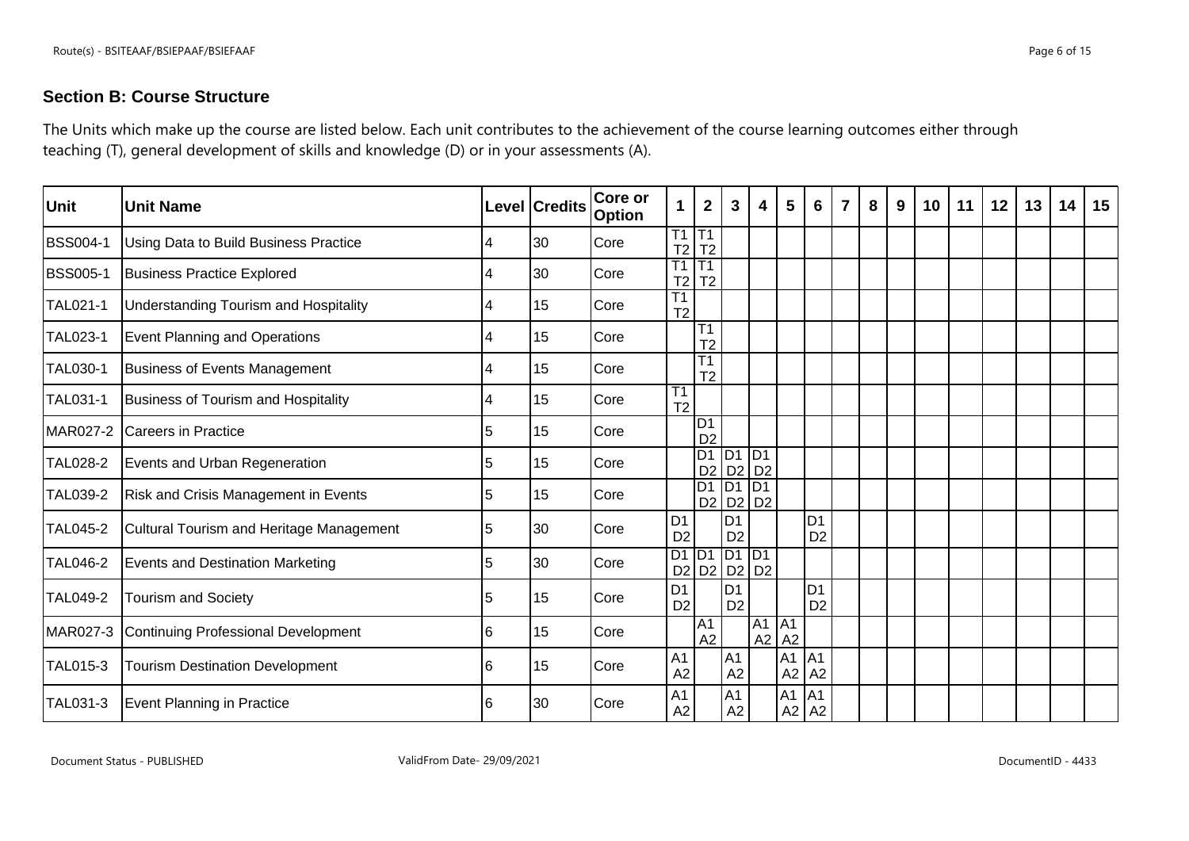## Section B: Course Structure

The Units which make up the course are listed below. Each unit contributes to the achievement of the course learning outcomes either through teaching (T), general development of skills and knowledge (D) or in your assessments (A).

| Unit | Unit Name | Level | Credits | Core or Option | 1 | 2 | 3 | 4 | 5 | 6 | 7 | 8 | 9 | 10 | 11 | 12 | 13 | 14 | 15 |
|---|---|---|---|---|---|---|---|---|---|---|---|---|---|---|---|---|---|---|---|
| BSS004-1 | Using Data to Build Business Practice | 4 | 30 | Core | T1 T2 | T1 T2 | | | | | | | | | | | | | |
| BSS005-1 | Business Practice Explored | 4 | 30 | Core | T1 T2 | T1 T2 | | | | | | | | | | | | | |
| TAL021-1 | Understanding Tourism and Hospitality | 4 | 15 | Core | T1 T2 | | | | | | | | | | | | | | |
| TAL023-1 | Event Planning and Operations | 4 | 15 | Core | | T1 T2 | | | | | | | | | | | | | |
| TAL030-1 | Business of Events Management | 4 | 15 | Core | | T1 T2 | | | | | | | | | | | | | |
| TAL031-1 | Business of Tourism and Hospitality | 4 | 15 | Core | T1 T2 | | | | | | | | | | | | | | |
| MAR027-2 | Careers in Practice | 5 | 15 | Core | | D1 D2 | | | | | | | | | | | | | |
| TAL028-2 | Events and Urban Regeneration | 5 | 15 | Core | | D1 D2 | D1 D2 | D1 D2 | | | | | | | | | | | |
| TAL039-2 | Risk and Crisis Management in Events | 5 | 15 | Core | | D1 D2 | D1 D2 | D1 D2 | | | | | | | | | | | |
| TAL045-2 | Cultural Tourism and Heritage Management | 5 | 30 | Core | D1 D2 | | D1 D2 | | | D1 D2 | | | | | | | | | |
| TAL046-2 | Events and Destination Marketing | 5 | 30 | Core | D1 D2 | D1 D2 | D1 D2 | D1 D2 | | | | | | | | | | | |
| TAL049-2 | Tourism and Society | 5 | 15 | Core | D1 D2 | | D1 D2 | | | D1 D2 | | | | | | | | | |
| MAR027-3 | Continuing Professional Development | 6 | 15 | Core | | A1 A2 | | A1 A2 | A1 A2 | | | | | | | | | | |
| TAL015-3 | Tourism Destination Development | 6 | 15 | Core | A1 A2 | | A1 A2 | | A1 A2 | A1 A2 | | | | | | | | | |
| TAL031-3 | Event Planning in Practice | 6 | 30 | Core | A1 A2 | | A1 A2 | | A1 A2 | A1 A2 | | | | | | | | | |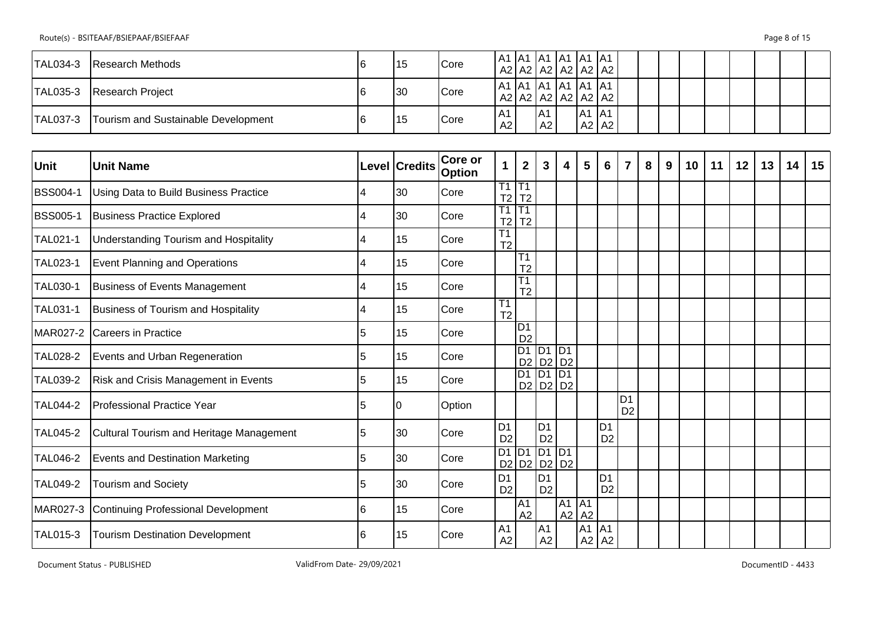| TAL034-3 | Research Methods | 6 | 15 | Core | A1 A2 | A1 A2 | A1 A2 | A1 A2 | A1 A2 | A1 A2 | | | | | | | | | |
|---|---|---|---|---|---|---|---|---|---|---|---|---|---|---|---|---|---|---|---|
| TAL035-3 | Research Project | 6 | 30 | Core | A1 A2 | A1 A2 | A1 A2 | A1 A2 | A1 A2 | A1 A2 | | | | | | | | | |
| TAL037-3 | Tourism and Sustainable Development | 6 | 15 | Core | A1 A2 | | A1 A2 | | A1 A2 | A1 A2 | | | | | | | | | |

| Unit | Unit Name | Level | Credits | Core or Option | 1 | 2 | 3 | 4 | 5 | 6 | 7 | 8 | 9 | 10 | 11 | 12 | 13 | 14 | 15 |
|---|---|---|---|---|---|---|---|---|---|---|---|---|---|---|---|---|---|---|---|
| BSS004-1 | Using Data to Build Business Practice | 4 | 30 | Core | T1 T2 | T1 T2 | | | | | | | | | | | | | |
| BSS005-1 | Business Practice Explored | 4 | 30 | Core | T1 T2 | T1 T2 | | | | | | | | | | | | | |
| TAL021-1 | Understanding Tourism and Hospitality | 4 | 15 | Core | T1 T2 | | | | | | | | | | | | | | |
| TAL023-1 | Event Planning and Operations | 4 | 15 | Core | | T1 T2 | | | | | | | | | | | | | |
| TAL030-1 | Business of Events Management | 4 | 15 | Core | | T1 T2 | | | | | | | | | | | | | |
| TAL031-1 | Business of Tourism and Hospitality | 4 | 15 | Core | T1 T2 | | | | | | | | | | | | | | |
| MAR027-2 | Careers in Practice | 5 | 15 | Core | | D1 D2 | | | | | | | | | | | | | |
| TAL028-2 | Events and Urban Regeneration | 5 | 15 | Core | | D1 D2 | D1 D2 | D1 D2 | | | | | | | | | | | |
| TAL039-2 | Risk and Crisis Management in Events | 5 | 15 | Core | | D1 D2 | D1 D2 | D1 D2 | | | | | | | | | | | |
| TAL044-2 | Professional Practice Year | 5 | 0 | Option | | | | | | | D1 D2 | | | | | | | | |
| TAL045-2 | Cultural Tourism and Heritage Management | 5 | 30 | Core | D1 D2 | | D1 D2 | | | D1 D2 | | | | | | | | | |
| TAL046-2 | Events and Destination Marketing | 5 | 30 | Core | D1 D2 | D1 D2 | D1 D2 | D1 D2 | | | | | | | | | | | |
| TAL049-2 | Tourism and Society | 5 | 30 | Core | D1 D2 | | D1 D2 | | | D1 D2 | | | | | | | | | |
| MAR027-3 | Continuing Professional Development | 6 | 15 | Core | | A1 A2 | | A1 A2 | A1 A2 | | | | | | | | | | |
| TAL015-3 | Tourism Destination Development | 6 | 15 | Core | A1 A2 | | A1 A2 | | A1 A2 | A1 A2 | | | | | | | | | |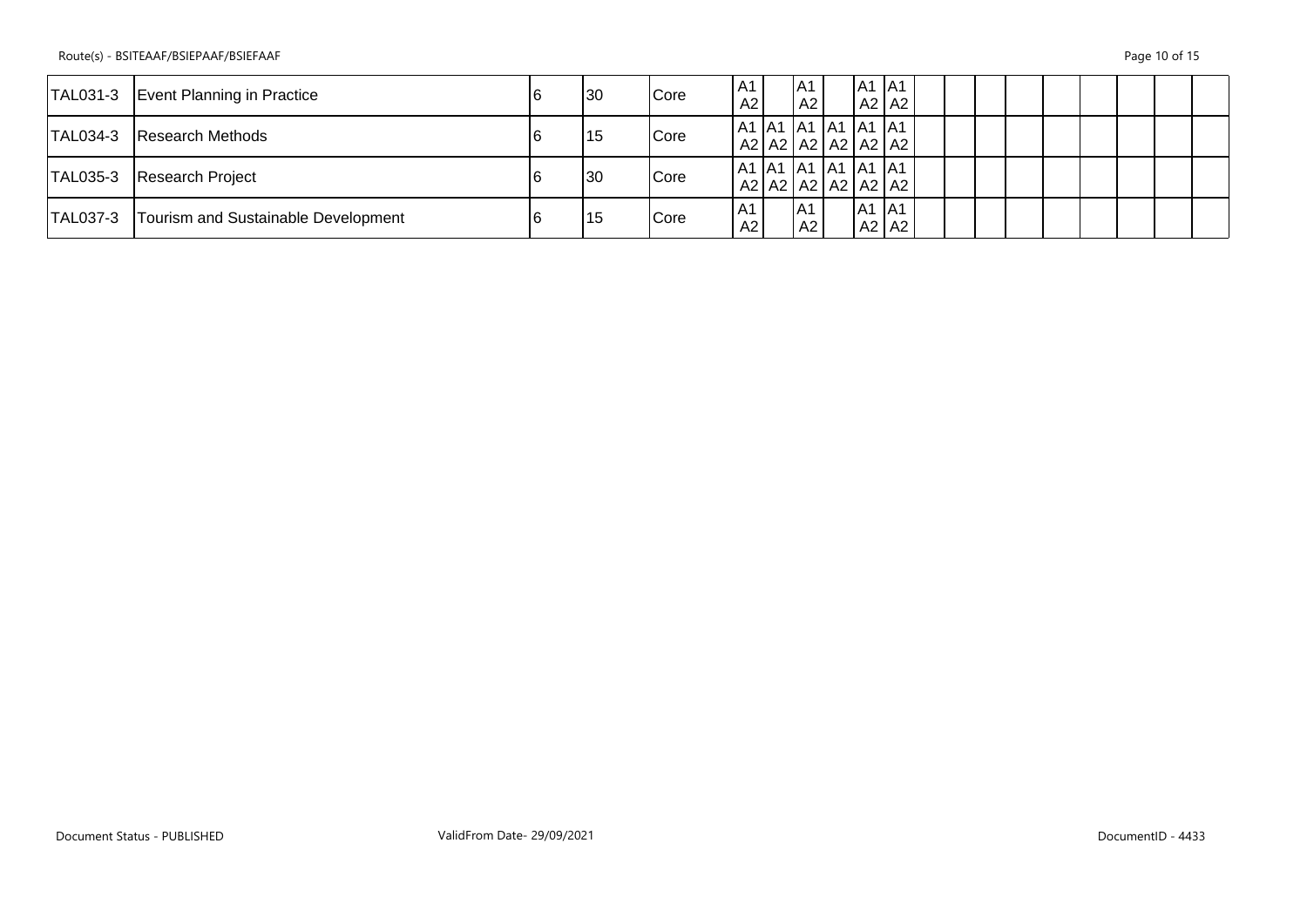| | | | | | | | | | | | | | | | | | | |
|---|---|---|---|---|---|---|---|---|---|---|---|---|---|---|---|---|---|---|
| TAL031-3 | Event Planning in Practice | 6 | 30 | Core | A1 A2 | | A1 A2 | | A1 A2 | A1 A2 | | | | | | | | |
| TAL034-3 | Research Methods | 6 | 15 | Core | A1 A2 | A1 A2 | A1 A2 | A1 A2 | A1 A2 | A1 A2 | | | | | | | | |
| TAL035-3 | Research Project | 6 | 30 | Core | A1 A2 | A1 A2 | A1 A2 | A1 A2 | A1 A2 | A1 A2 | | | | | | | | |
| TAL037-3 | Tourism and Sustainable Development | 6 | 15 | Core | A1 A2 | | A1 A2 | | A1 A2 | A1 A2 | | | | | | | | |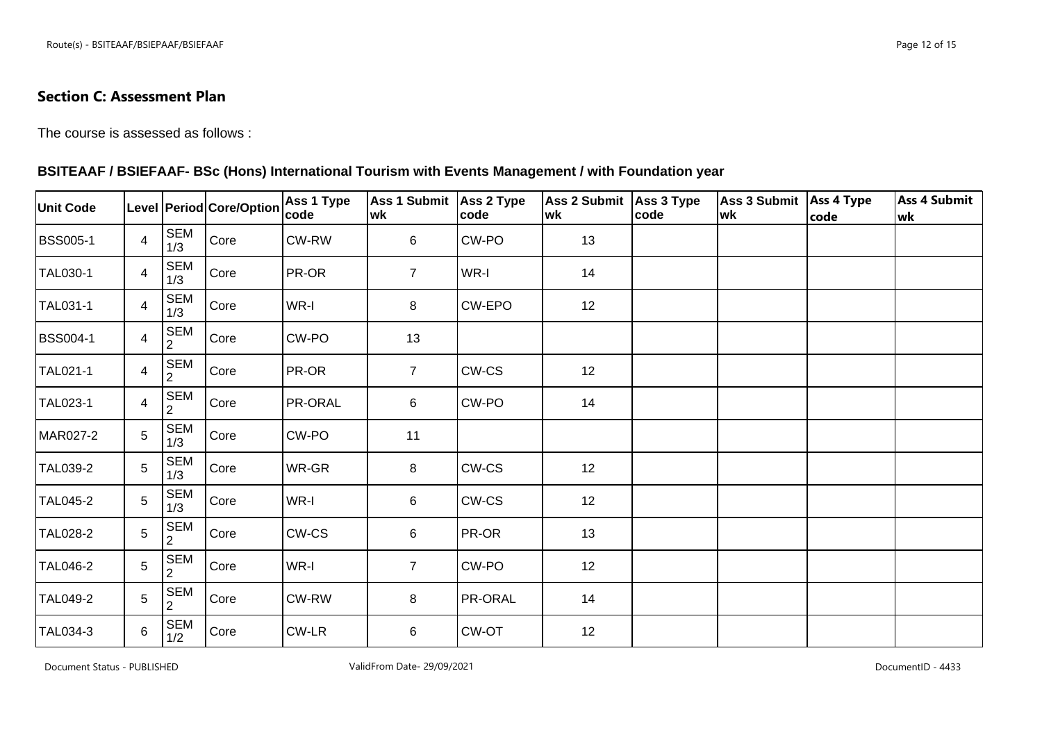## Section C: Assessment Plan

The course is assessed as follows :

### BSITEAAF / BSIEFAAF- BSc (Hons) International Tourism with Events Management / with Foundation year

| Unit Code | Level | Period | Core/Option | Ass 1 Type code | Ass 1 Submit wk | Ass 2 Type code | Ass 2 Submit wk | Ass 3 Type code | Ass 3 Submit wk | Ass 4 Type code | Ass 4 Submit wk |
|---|---|---|---|---|---|---|---|---|---|---|---|
| BSS005-1 | 4 | SEM 1/3 | Core | CW-RW | 6 | CW-PO | 13 | | | | |
| TAL030-1 | 4 | SEM 1/3 | Core | PR-OR | 7 | WR-I | 14 | | | | |
| TAL031-1 | 4 | SEM 1/3 | Core | WR-I | 8 | CW-EPO | 12 | | | | |
| BSS004-1 | 4 | SEM 2 | Core | CW-PO | 13 | | | | | | |
| TAL021-1 | 4 | SEM 2 | Core | PR-OR | 7 | CW-CS | 12 | | | | |
| TAL023-1 | 4 | SEM 2 | Core | PR-ORAL | 6 | CW-PO | 14 | | | | |
| MAR027-2 | 5 | SEM 1/3 | Core | CW-PO | 11 | | | | | | |
| TAL039-2 | 5 | SEM 1/3 | Core | WR-GR | 8 | CW-CS | 12 | | | | |
| TAL045-2 | 5 | SEM 1/3 | Core | WR-I | 6 | CW-CS | 12 | | | | |
| TAL028-2 | 5 | SEM 2 | Core | CW-CS | 6 | PR-OR | 13 | | | | |
| TAL046-2 | 5 | SEM 2 | Core | WR-I | 7 | CW-PO | 12 | | | | |
| TAL049-2 | 5 | SEM 2 | Core | CW-RW | 8 | PR-ORAL | 14 | | | | |
| TAL034-3 | 6 | SEM 1/2 | Core | CW-LR | 6 | CW-OT | 12 | | | | |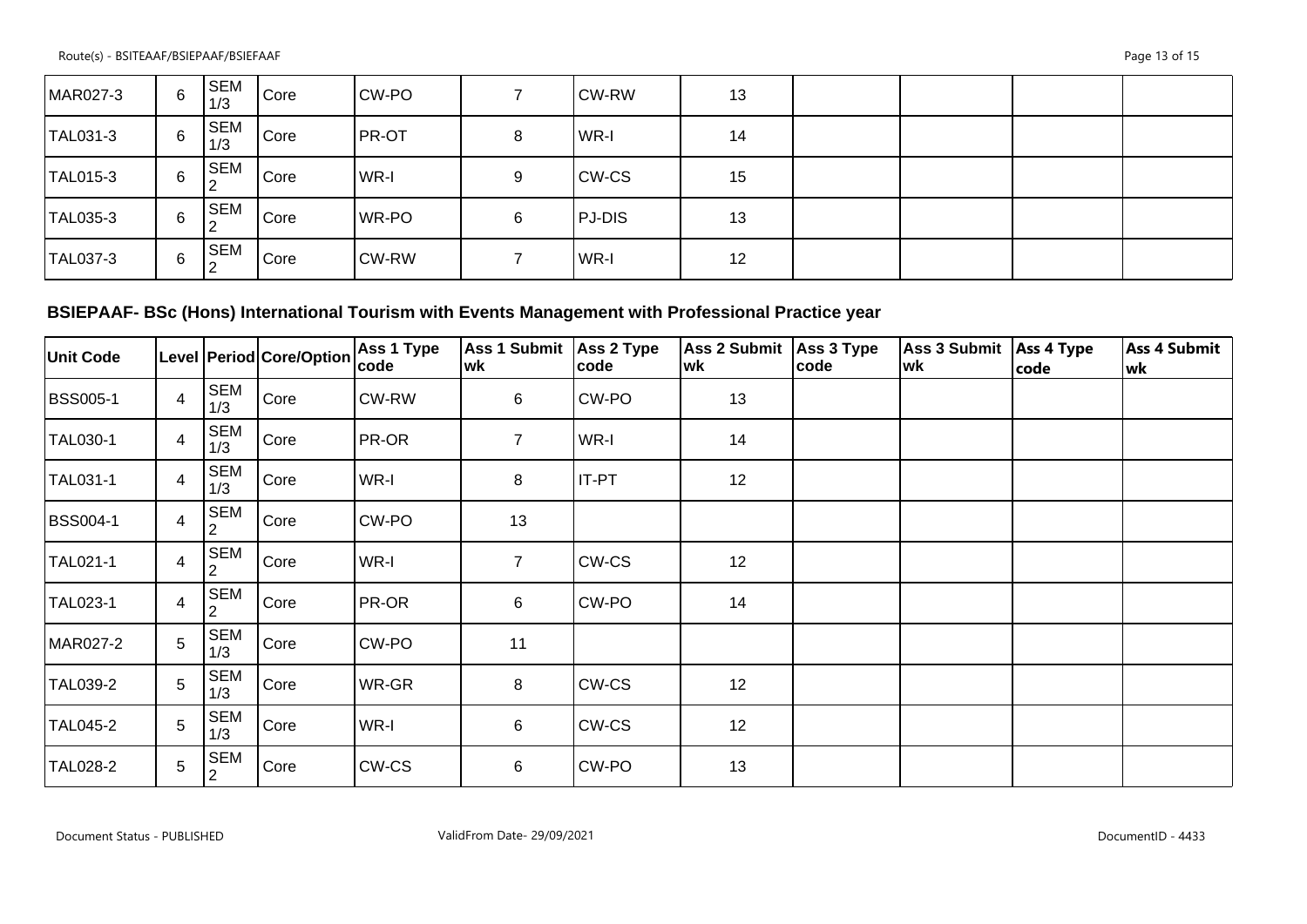| MAR027-3 | 6 | SEM 1/3 | Core | CW-PO | 7 | CW-RW | 13 | | | | |
|---|---|---|---|---|---|---|---|---|---|---|---|
| TAL031-3 | 6 | SEM 1/3 | Core | PR-OT | 8 | WR-I | 14 | | | | |
| TAL015-3 | 6 | SEM 2 | Core | WR-I | 9 | CW-CS | 15 | | | | |
| TAL035-3 | 6 | SEM 2 | Core | WR-PO | 6 | PJ-DIS | 13 | | | | |
| TAL037-3 | 6 | SEM 2 | Core | CW-RW | 7 | WR-I | 12 | | | | |

### BSIEPAAF- BSc (Hons) International Tourism with Events Management with Professional Practice year

| Unit Code | Level | Period | Core/Option | Ass 1 Type code | Ass 1 Submit wk | Ass 2 Type code | Ass 2 Submit wk | Ass 3 Type code | Ass 3 Submit wk | Ass 4 Type code | Ass 4 Submit wk |
|---|---|---|---|---|---|---|---|---|---|---|---|
| BSS005-1 | 4 | SEM 1/3 | Core | CW-RW | 6 | CW-PO | 13 | | | | |
| TAL030-1 | 4 | SEM 1/3 | Core | PR-OR | 7 | WR-I | 14 | | | | |
| TAL031-1 | 4 | SEM 1/3 | Core | WR-I | 8 | IT-PT | 12 | | | | |
| BSS004-1 | 4 | SEM 2 | Core | CW-PO | 13 | | | | | | |
| TAL021-1 | 4 | SEM 2 | Core | WR-I | 7 | CW-CS | 12 | | | | |
| TAL023-1 | 4 | SEM 2 | Core | PR-OR | 6 | CW-PO | 14 | | | | |
| MAR027-2 | 5 | SEM 1/3 | Core | CW-PO | 11 | | | | | | |
| TAL039-2 | 5 | SEM 1/3 | Core | WR-GR | 8 | CW-CS | 12 | | | | |
| TAL045-2 | 5 | SEM 1/3 | Core | WR-I | 6 | CW-CS | 12 | | | | |
| TAL028-2 | 5 | SEM 2 | Core | CW-CS | 6 | CW-PO | 13 | | | | |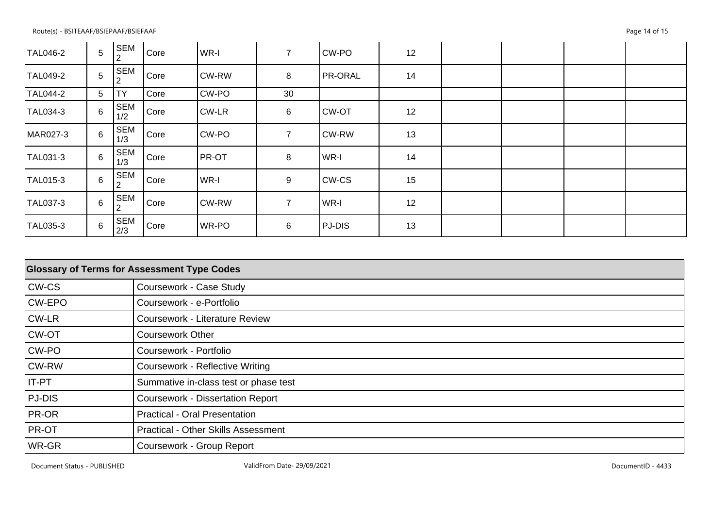| | | | | | | | | | | | |
|---|---|---|---|---|---|---|---|---|---|---|---|
| TAL046-2 | 5 | SEM 2 | Core | WR-I | 7 | CW-PO | 12 | | | | |
| TAL049-2 | 5 | SEM 2 | Core | CW-RW | 8 | PR-ORAL | 14 | | | | |
| TAL044-2 | 5 | TY | Core | CW-PO | 30 | | | | | | |
| TAL034-3 | 6 | SEM 1/2 | Core | CW-LR | 6 | CW-OT | 12 | | | | |
| MAR027-3 | 6 | SEM 1/3 | Core | CW-PO | 7 | CW-RW | 13 | | | | |
| TAL031-3 | 6 | SEM 1/3 | Core | PR-OT | 8 | WR-I | 14 | | | | |
| TAL015-3 | 6 | SEM 2 | Core | WR-I | 9 | CW-CS | 15 | | | | |
| TAL037-3 | 6 | SEM 2 | Core | CW-RW | 7 | WR-I | 12 | | | | |
| TAL035-3 | 6 | SEM 2/3 | Core | WR-PO | 6 | PJ-DIS | 13 | | | | |

| **Glossary of Terms for Assessment Type Codes** | |
|---|---|
| CW-CS | Coursework - Case Study |
| CW-EPO | Coursework - e-Portfolio |
| CW-LR | Coursework - Literature Review |
| CW-OT | Coursework Other |
| CW-PO | Coursework - Portfolio |
| CW-RW | Coursework - Reflective Writing |
| IT-PT | Summative in-class test or phase test |
| PJ-DIS | Coursework - Dissertation Report |
| PR-OR | Practical - Oral Presentation |
| PR-OT | Practical - Other Skills Assessment |
| WR-GR | Coursework - Group Report |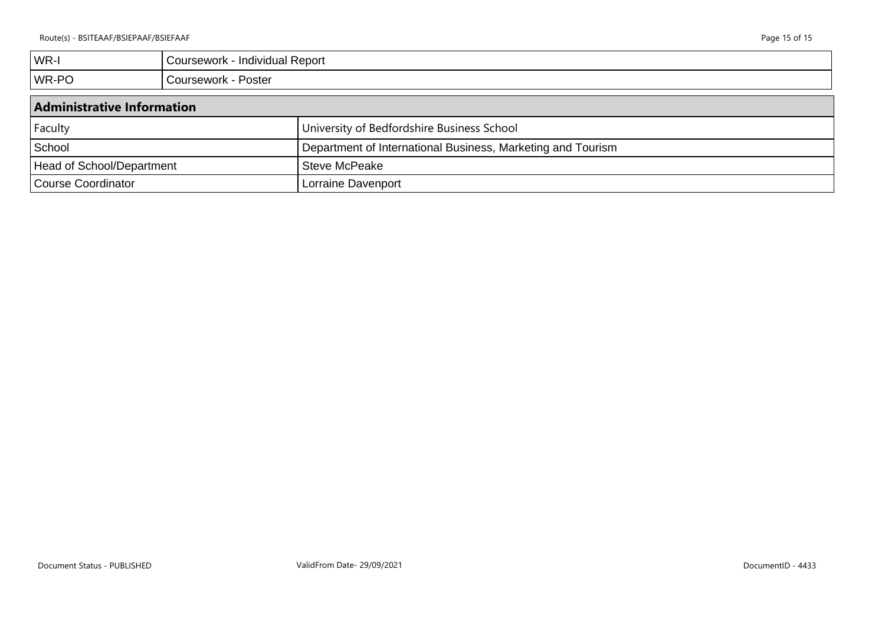| | |
|---|---|
| WR-I | Coursework - Individual Report |
| WR-PO | Coursework - Poster |

| Administrative Information | |
|---|---|
| Faculty | University of Bedfordshire Business School |
| School | Department of International Business, Marketing and Tourism |
| Head of School/Department | Steve McPeake |
| Course Coordinator | Lorraine Davenport |

Document Status - PUBLISHED

ValidFrom Date- 29/09/2021

DocumentID - 4433